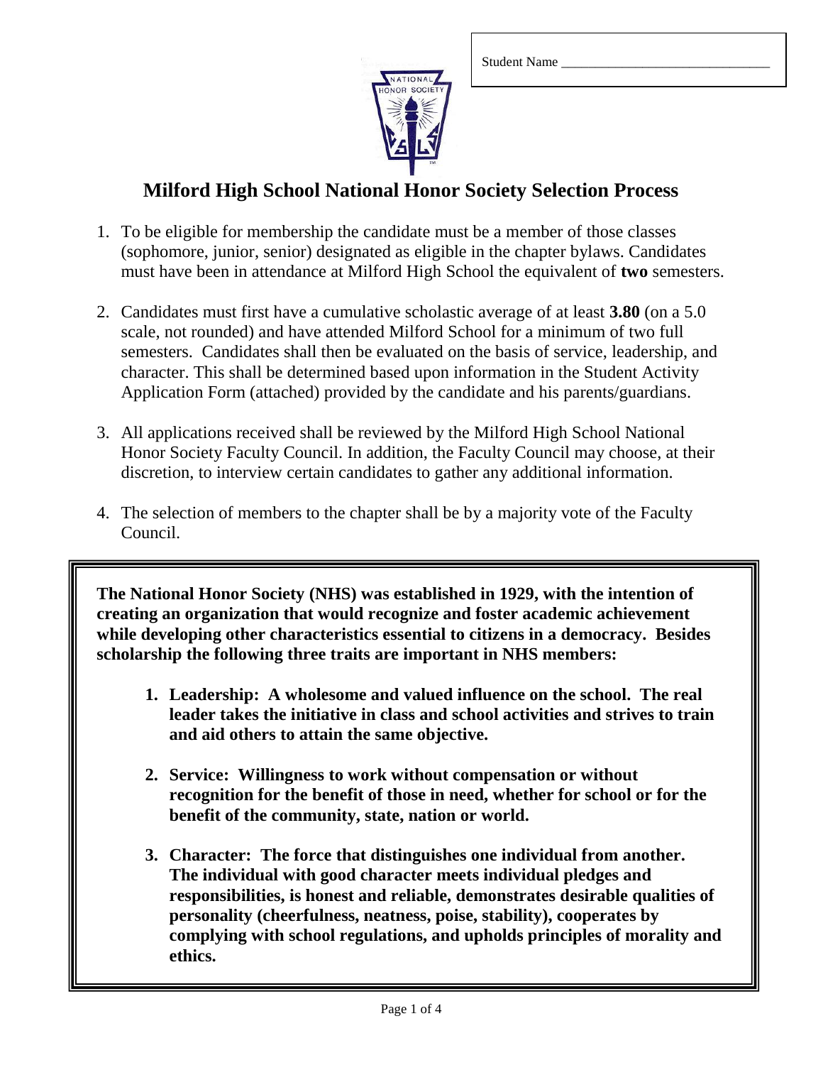Student Name ______________________________

# Milford High School National Honor Society Selection Process

1. To be eligible for membership the candidate must be a member of those classes (sophomore, junior, senior) designated as eligible in the chapter bylaws. Candidates must have been in attendance at Milford High School the equivalent of **two** semesters.

2. Candidates must first have a cumulative scholastic average of at least **3.80** (on a 5.0 scale, not rounded) and have attended Milford School for a minimum of two full semesters. Candidates shall then be evaluated on the basis of service, leadership, and character. This shall be determined based upon information in the Student Activity Application Form (attached) provided by the candidate and his parents/guardians.

3. All applications received shall be reviewed by the Milford High School National Honor Society Faculty Council. In addition, the Faculty Council may choose, at their discretion, to interview certain candidates to gather any additional information.

4. The selection of members to the chapter shall be by a majority vote of the Faculty Council.

**The National Honor Society (NHS) was established in 1929, with the intention of creating an organization that would recognize and foster academic achievement while developing other characteristics essential to citizens in a democracy. Besides scholarship the following three traits are important in NHS members:**

1. **Leadership: A wholesome and valued influence on the school. The real leader takes the initiative in class and school activities and strives to train and aid others to attain the same objective.**

2. **Service: Willingness to work without compensation or without recognition for the benefit of those in need, whether for school or for the benefit of the community, state, nation or world.**

3. **Character: The force that distinguishes one individual from another. The individual with good character meets individual pledges and responsibilities, is honest and reliable, demonstrates desirable qualities of personality (cheerfulness, neatness, poise, stability), cooperates by complying with school regulations, and upholds principles of morality and ethics.**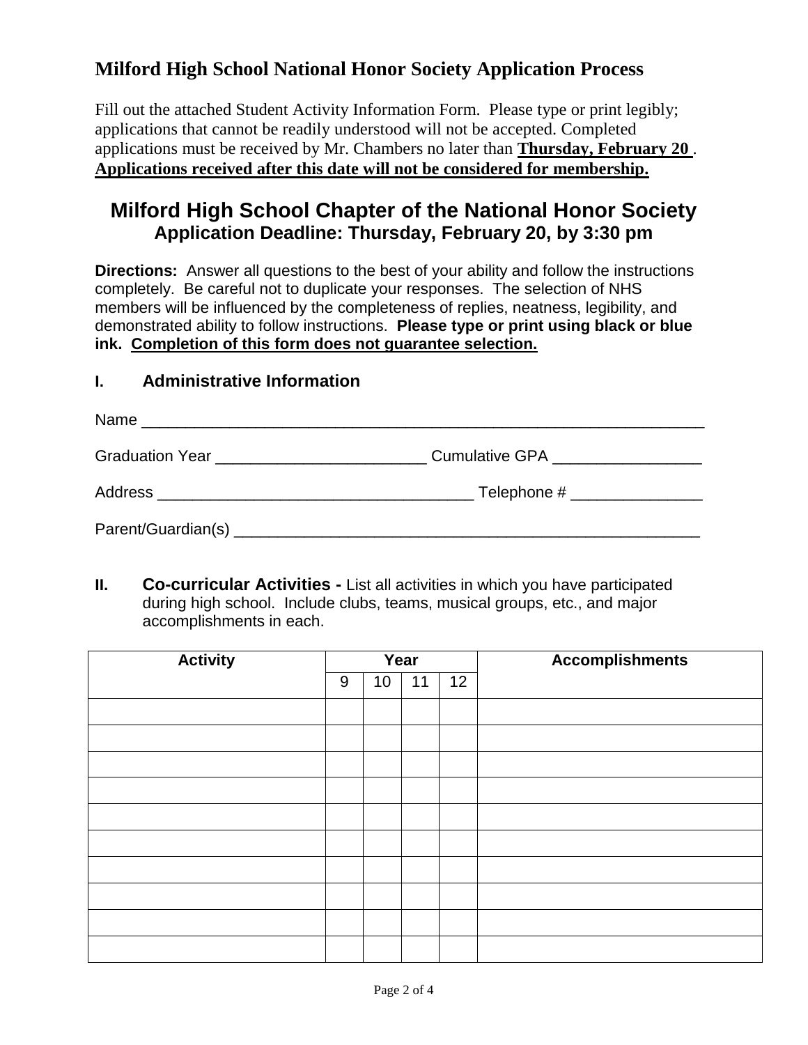## Milford High School National Honor Society Application Process

Fill out the attached Student Activity Information Form. Please type or print legibly; applications that cannot be readily understood will not be accepted. Completed applications must be received by Mr. Chambers no later than **Thursday, February 20** . **Applications received after this date will not be considered for membership.**

# Milford High School Chapter of the National Honor Society

### Application Deadline: Thursday, February 20, by 3:30 pm

**Directions:** Answer all questions to the best of your ability and follow the instructions completely. Be careful not to duplicate your responses. The selection of NHS members will be influenced by the completeness of replies, neatness, legibility, and demonstrated ability to follow instructions. **Please type or print using black or blue ink. Completion of this form does not guarantee selection.**

### I. Administrative Information

Name ________________________________________________________________

Graduation Year ________________________ Cumulative GPA _________________

Address ____________________________________ Telephone # _______________

Parent/Guardian(s) ______________________________________________________

### II. Co-curricular Activities - List all activities in which you have participated during high school. Include clubs, teams, musical groups, etc., and major accomplishments in each.

| Activity | Year | | | | Accomplishments |
|---|---|---|---|---|---|
| | 9 | 10 | 11 | 12 | |
| | | | | | |
| | | | | | |
| | | | | | |
| | | | | | |
| | | | | | |
| | | | | | |
| | | | | | |
| | | | | | |
| | | | | | |
| | | | | | |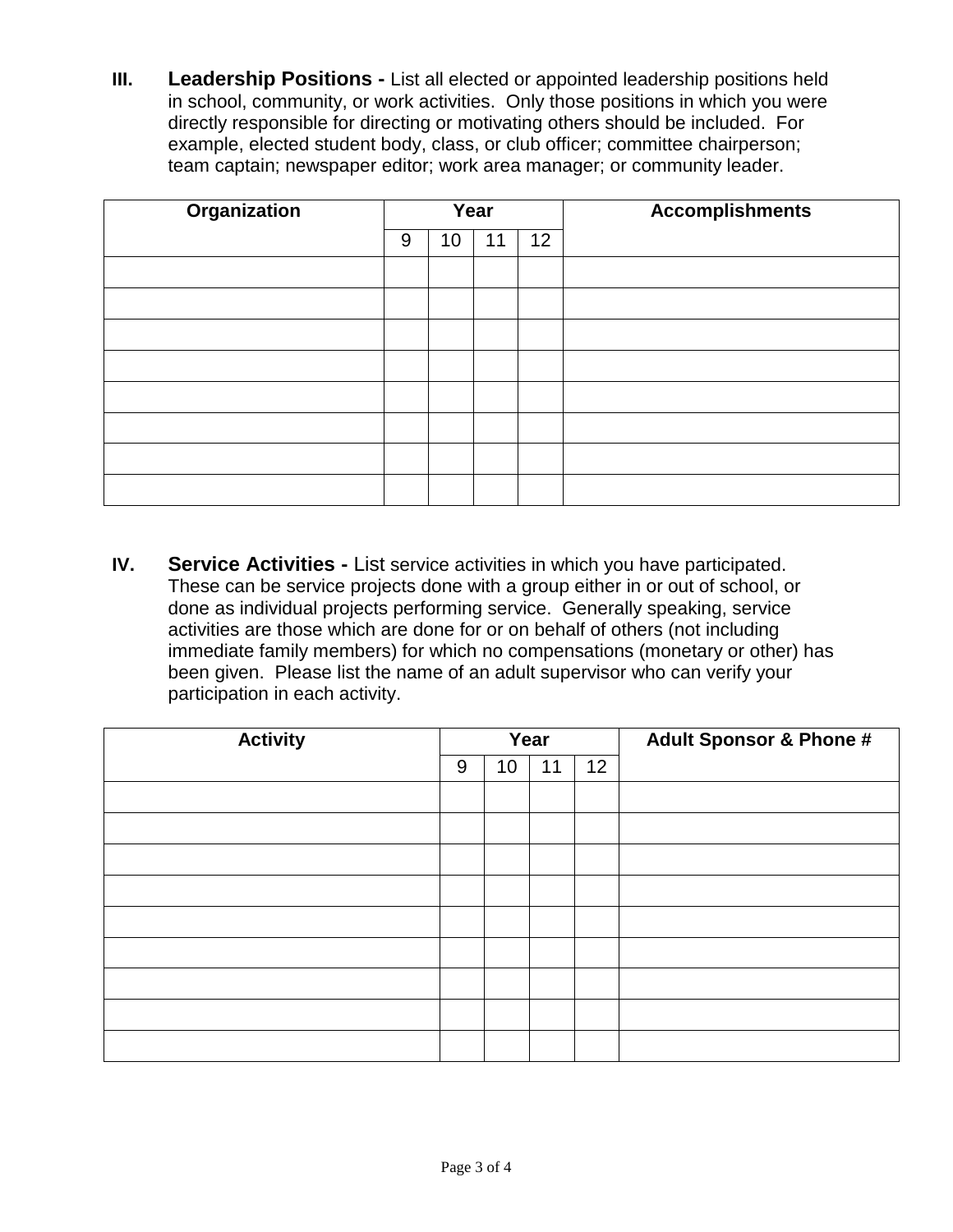**III. Leadership Positions -** List all elected or appointed leadership positions held in school, community, or work activities. Only those positions in which you were directly responsible for directing or motivating others should be included. For example, elected student body, class, or club officer; committee chairperson; team captain; newspaper editor; work area manager; or community leader.

| Organization | Year | | | | Accomplishments |
|---|---|---|---|---|---|
| | 9 | 10 | 11 | 12 | |
| | | | | | |
| | | | | | |
| | | | | | |
| | | | | | |
| | | | | | |
| | | | | | |
| | | | | | |
| | | | | | |

**IV. Service Activities -** List service activities in which you have participated. These can be service projects done with a group either in or out of school, or done as individual projects performing service. Generally speaking, service activities are those which are done for or on behalf of others (not including immediate family members) for which no compensations (monetary or other) has been given. Please list the name of an adult supervisor who can verify your participation in each activity.

| Activity | Year | | | | Adult Sponsor & Phone # |
|---|---|---|---|---|---|
| | 9 | 10 | 11 | 12 | |
| | | | | | |
| | | | | | |
| | | | | | |
| | | | | | |
| | | | | | |
| | | | | | |
| | | | | | |
| | | | | | |
| | | | | | |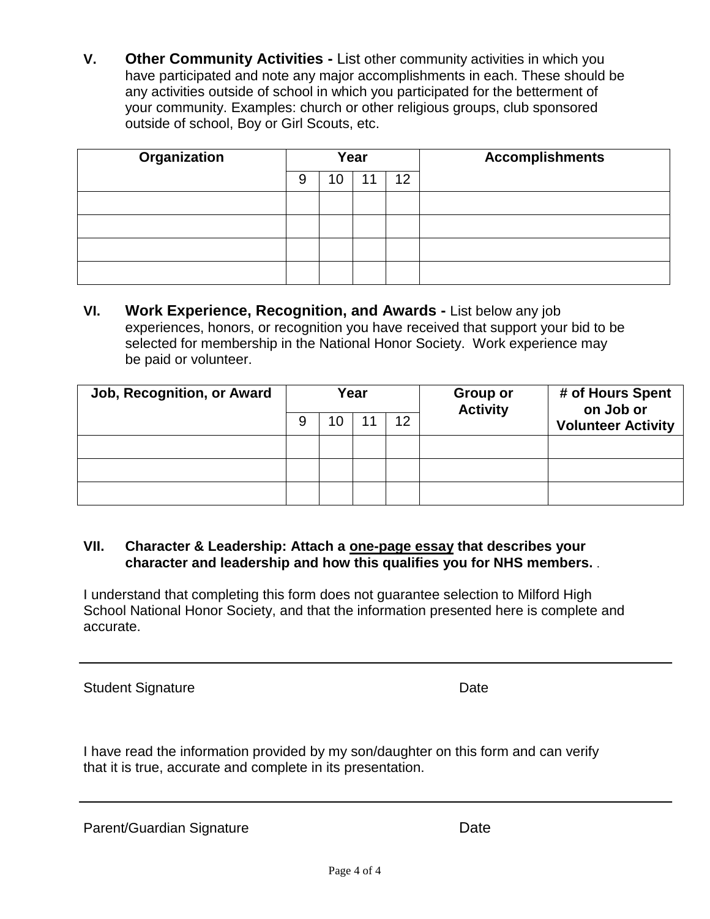**V. Other Community Activities -** List other community activities in which you have participated and note any major accomplishments in each. These should be any activities outside of school in which you participated for the betterment of your community. Examples: church or other religious groups, club sponsored outside of school, Boy or Girl Scouts, etc.

| Organization | Year | | | | Accomplishments |
|---|---|---|---|---|---|
| | 9 | 10 | 11 | 12 | |
| | | | | | |
| | | | | | |
| | | | | | |
| | | | | | |

**VI. Work Experience, Recognition, and Awards -** List below any job experiences, honors, or recognition you have received that support your bid to be selected for membership in the National Honor Society. Work experience may be paid or volunteer.

| Job, Recognition, or Award | Year | | | | Group or Activity | # of Hours Spent on Job or Volunteer Activity |
|---|---|---|---|---|---|---|
| | 9 | 10 | 11 | 12 | | |
| | | | | | | |
| | | | | | | |
| | | | | | | |

**VII. Character & Leadership: Attach a <u>one-page essay</u> that describes your character and leadership and how this qualifies you for NHS members.** .

I understand that completing this form does not guarantee selection to Milford High School National Honor Society, and that the information presented here is complete and accurate.

_______________________________________________

Student Signature Date

I have read the information provided by my son/daughter on this form and can verify that it is true, accurate and complete in its presentation.

_______________________________________________

Parent/Guardian Signature Date